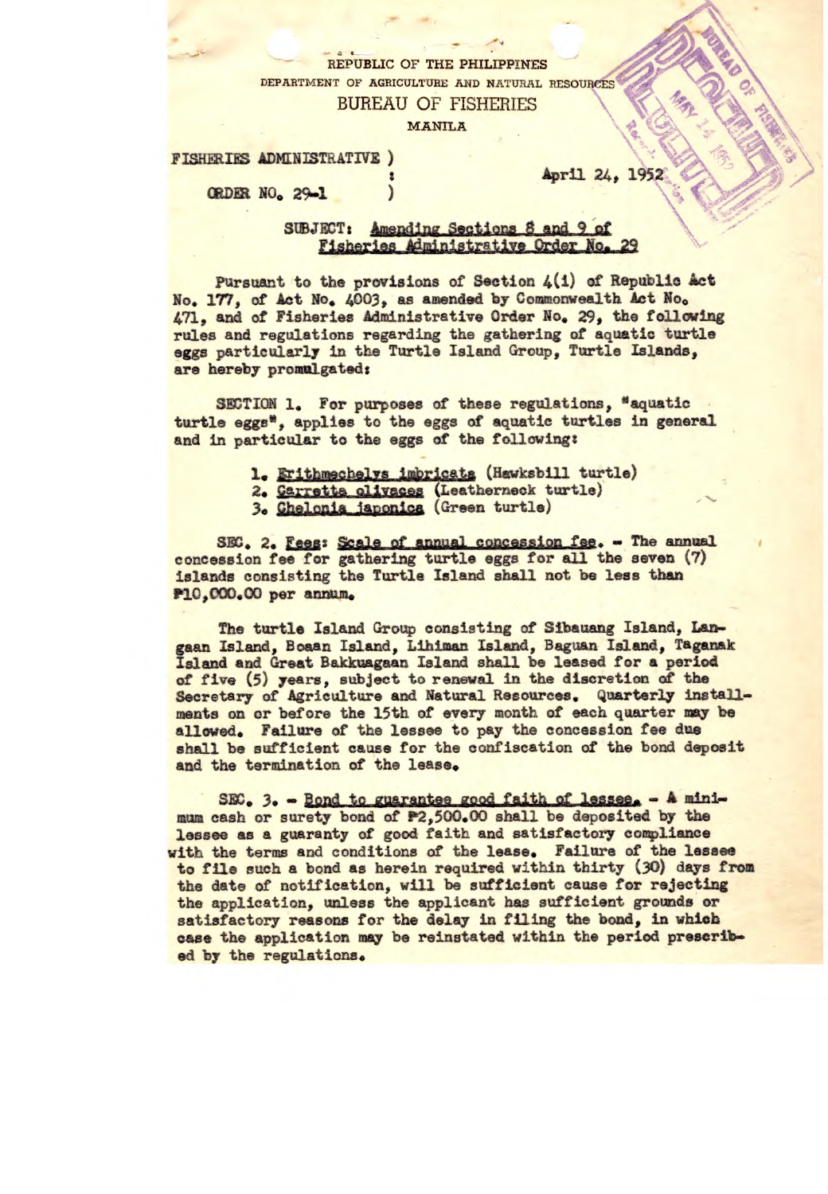REPUBLIC OF THE PHILIPPINES
DEPARTMENT OF AGRICULTURE AND NATURAL RESOURCES
BUREAU OF FISHERIES
MANILA

FISHERIES ADMINISTRATIVE ORDER NO. 29-1

April 24, 1952

SUBJECT: Amending Sections 8 and 9 of Fisheries Administrative Order No. 29

Pursuant to the provisions of Section 4(i) of Republic Act No. 177, of Act No. 4003, as amended by Commonwealth Act No. 471, and of Fisheries Administrative Order No. 29, the following rules and regulations regarding the gathering of aquatic turtle eggs particularly in the Turtle Island Group, Turtle Islands, are hereby promulgated:

SECTION 1. For purposes of these regulations, "aquatic turtle eggs", applies to the eggs of aquatic turtles in general and in particular to the eggs of the following:

1. *Erithmechelys imbricata* (Hawksbill turtle)
2. *Carretta olivaces* (Leatherneck turtle)
3. *Chelonia japonica* (Green turtle)

SEC. 2. Fees: Scale of annual concession fee. - The annual concession fee for gathering turtle eggs for all the seven (7) islands consisting the Turtle Island shall not be less than ₱10,000.00 per annum.

The turtle Island Group consisting of Sibauang Island, Langaan Island, Boaan Island, Lihiman Island, Baguan Island, Taganak Island and Great Bakkuagaan Island shall be leased for a period of five (5) years, subject to renewal in the discretion of the Secretary of Agriculture and Natural Resources. Quarterly installments on or before the 15th of every month of each quarter may be allowed. Failure of the lessee to pay the concession fee due shall be sufficient cause for the confiscation of the bond deposit and the termination of the lease.

SEC. 3. - Bond to guarantee good faith of lessee. - A minimum cash or surety bond of ₱2,500.00 shall be deposited by the lessee as a guaranty of good faith and satisfactory compliance with the terms and conditions of the lease. Failure of the lessee to file such a bond as herein required within thirty (30) days from the date of notification, will be sufficient cause for rejecting the application, unless the applicant has sufficient grounds or satisfactory reasons for the delay in filing the bond, in which case the application may be reinstated within the period prescribed by the regulations.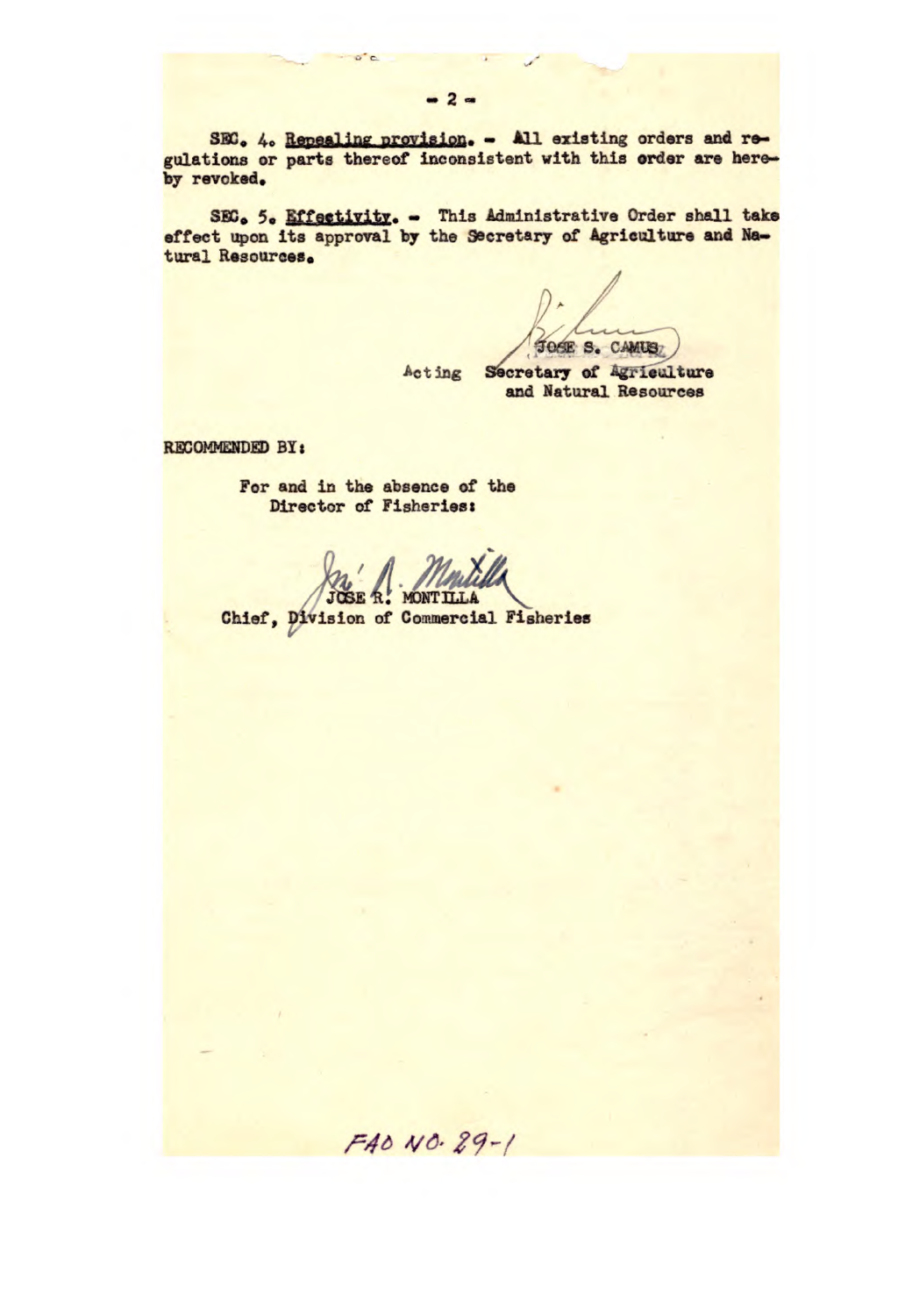SEC. 4. Repealing provision. - All existing orders and regulations or parts thereof inconsistent with this order are hereby revoked.

SEC. 5. Effectivity. - This Administrative Order shall take effect upon its approval by the Secretary of Agriculture and Natural Resources.

JOSE S. CAMUS
Acting Secretary of Agriculture
and Natural Resources

RECOMMENDED BY:

For and in the absence of the
Director of Fisheries:

JOSE R. MONTILLA
Chief, Division of Commercial Fisheries

FAO NO. 29-1